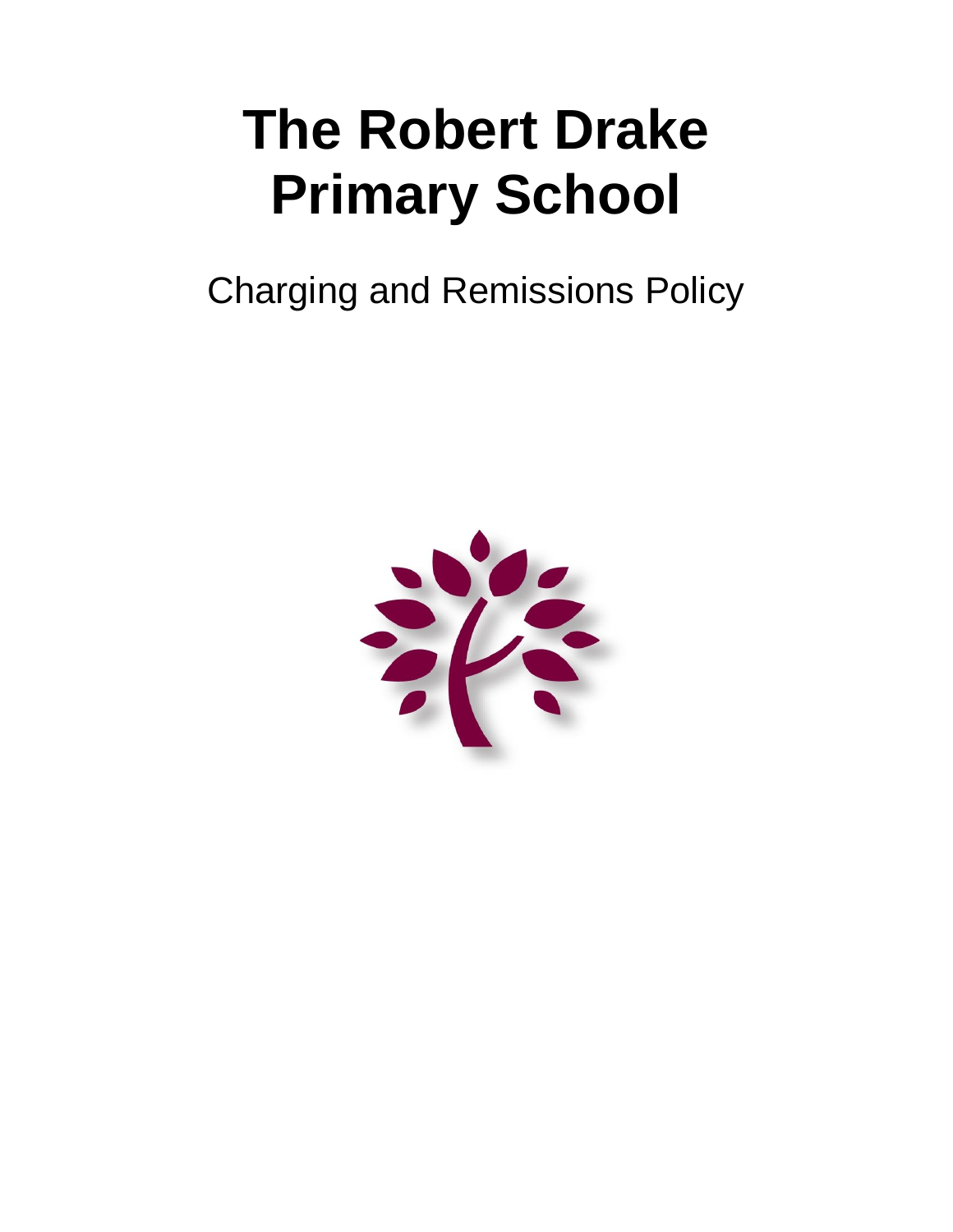# The Robert Drake Primary School

Charging and Remissions Policy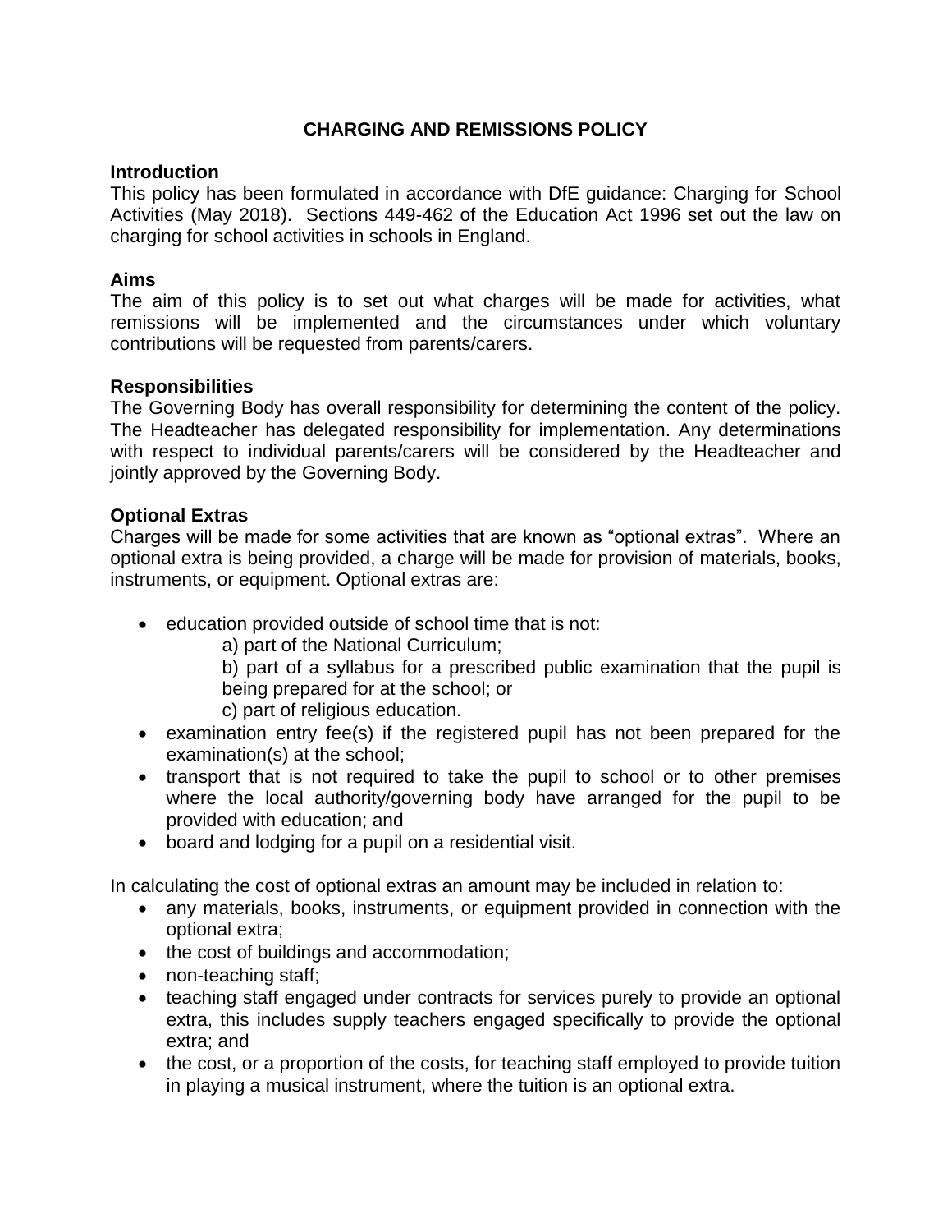# CHARGING AND REMISSIONS POLICY

## Introduction

This policy has been formulated in accordance with DfE guidance: Charging for School Activities (May 2018). Sections 449-462 of the Education Act 1996 set out the law on charging for school activities in schools in England.

## Aims

The aim of this policy is to set out what charges will be made for activities, what remissions will be implemented and the circumstances under which voluntary contributions will be requested from parents/carers.

## Responsibilities

The Governing Body has overall responsibility for determining the content of the policy. The Headteacher has delegated responsibility for implementation. Any determinations with respect to individual parents/carers will be considered by the Headteacher and jointly approved by the Governing Body.

## Optional Extras

Charges will be made for some activities that are known as “optional extras”. Where an optional extra is being provided, a charge will be made for provision of materials, books, instruments, or equipment. Optional extras are:

- education provided outside of school time that is not:
  - a) part of the National Curriculum;
  - b) part of a syllabus for a prescribed public examination that the pupil is being prepared for at the school; or
  - c) part of religious education.
- examination entry fee(s) if the registered pupil has not been prepared for the examination(s) at the school;
- transport that is not required to take the pupil to school or to other premises where the local authority/governing body have arranged for the pupil to be provided with education; and
- board and lodging for a pupil on a residential visit.

In calculating the cost of optional extras an amount may be included in relation to:

- any materials, books, instruments, or equipment provided in connection with the optional extra;
- the cost of buildings and accommodation;
- non-teaching staff;
- teaching staff engaged under contracts for services purely to provide an optional extra, this includes supply teachers engaged specifically to provide the optional extra; and
- the cost, or a proportion of the costs, for teaching staff employed to provide tuition in playing a musical instrument, where the tuition is an optional extra.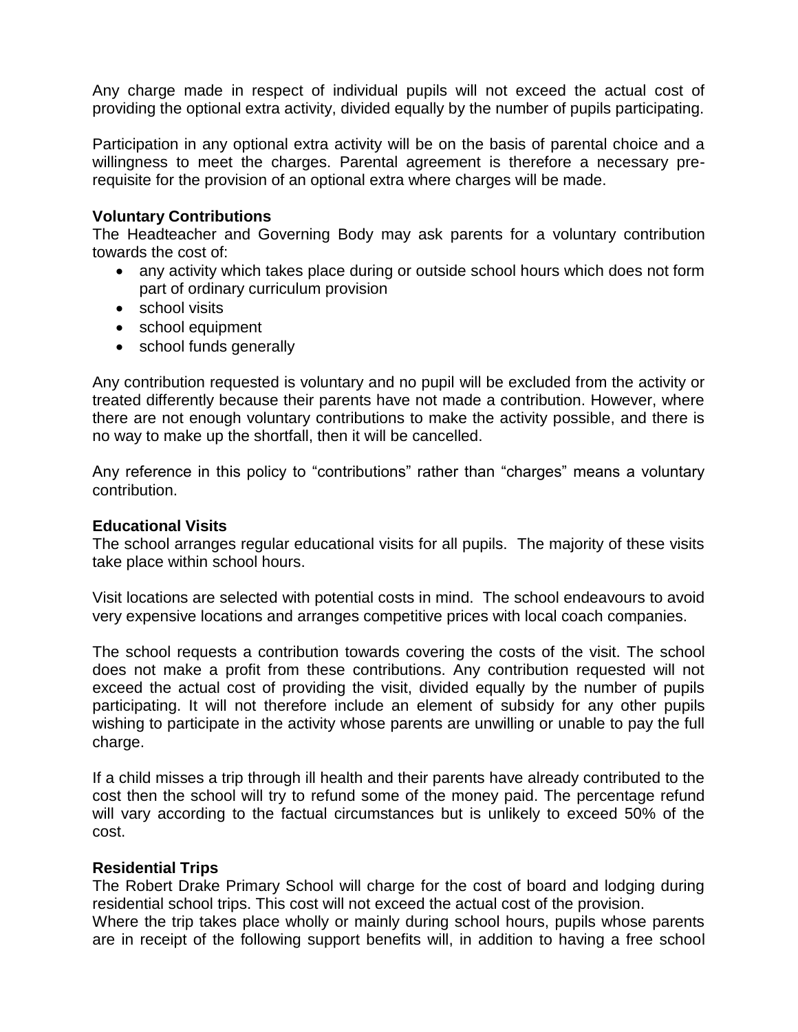Any charge made in respect of individual pupils will not exceed the actual cost of providing the optional extra activity, divided equally by the number of pupils participating.

Participation in any optional extra activity will be on the basis of parental choice and a willingness to meet the charges. Parental agreement is therefore a necessary pre-requisite for the provision of an optional extra where charges will be made.

**Voluntary Contributions**

The Headteacher and Governing Body may ask parents for a voluntary contribution towards the cost of:

- any activity which takes place during or outside school hours which does not form part of ordinary curriculum provision
- school visits
- school equipment
- school funds generally

Any contribution requested is voluntary and no pupil will be excluded from the activity or treated differently because their parents have not made a contribution. However, where there are not enough voluntary contributions to make the activity possible, and there is no way to make up the shortfall, then it will be cancelled.

Any reference in this policy to "contributions" rather than "charges" means a voluntary contribution.

**Educational Visits**

The school arranges regular educational visits for all pupils. The majority of these visits take place within school hours.

Visit locations are selected with potential costs in mind. The school endeavours to avoid very expensive locations and arranges competitive prices with local coach companies.

The school requests a contribution towards covering the costs of the visit. The school does not make a profit from these contributions. Any contribution requested will not exceed the actual cost of providing the visit, divided equally by the number of pupils participating. It will not therefore include an element of subsidy for any other pupils wishing to participate in the activity whose parents are unwilling or unable to pay the full charge.

If a child misses a trip through ill health and their parents have already contributed to the cost then the school will try to refund some of the money paid. The percentage refund will vary according to the factual circumstances but is unlikely to exceed 50% of the cost.

**Residential Trips**

The Robert Drake Primary School will charge for the cost of board and lodging during residential school trips. This cost will not exceed the actual cost of the provision.

Where the trip takes place wholly or mainly during school hours, pupils whose parents are in receipt of the following support benefits will, in addition to having a free school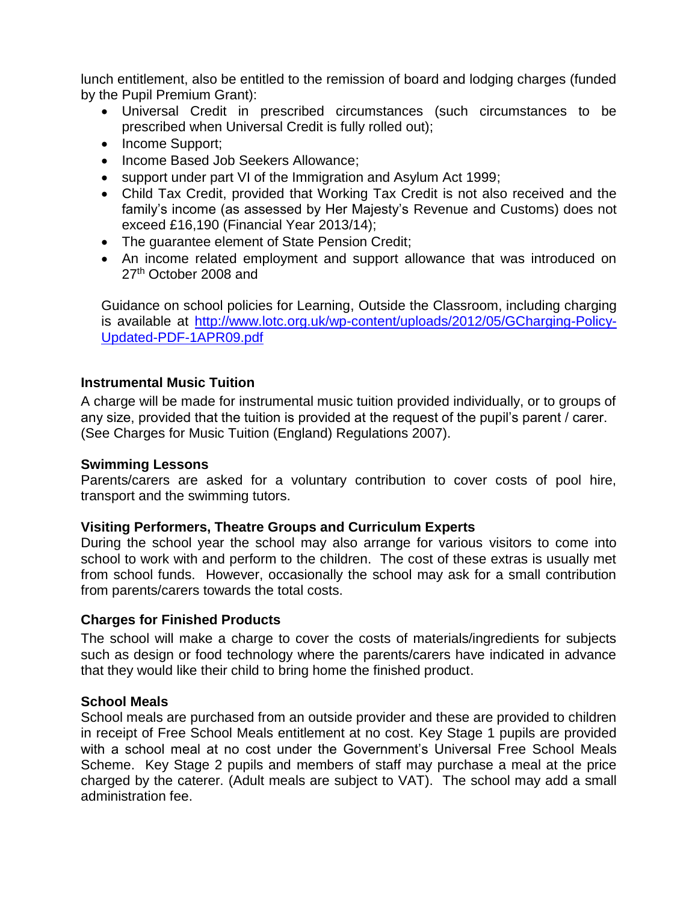lunch entitlement, also be entitled to the remission of board and lodging charges (funded by the Pupil Premium Grant):

- Universal Credit in prescribed circumstances (such circumstances to be prescribed when Universal Credit is fully rolled out);
- Income Support;
- Income Based Job Seekers Allowance;
- support under part VI of the Immigration and Asylum Act 1999;
- Child Tax Credit, provided that Working Tax Credit is not also received and the family's income (as assessed by Her Majesty's Revenue and Customs) does not exceed £16,190 (Financial Year 2013/14);
- The guarantee element of State Pension Credit;
- An income related employment and support allowance that was introduced on 27th October 2008 and

Guidance on school policies for Learning, Outside the Classroom, including charging is available at [http://www.lotc.org.uk/wp-content/uploads/2012/05/GCharging-Policy-Updated-PDF-1APR09.pdf](http://www.lotc.org.uk/wp-content/uploads/2012/05/GCharging-Policy-Updated-PDF-1APR09.pdf)

**Instrumental Music Tuition**

A charge will be made for instrumental music tuition provided individually, or to groups of any size, provided that the tuition is provided at the request of the pupil's parent / carer. (See Charges for Music Tuition (England) Regulations 2007).

**Swimming Lessons**

Parents/carers are asked for a voluntary contribution to cover costs of pool hire, transport and the swimming tutors.

**Visiting Performers, Theatre Groups and Curriculum Experts**

During the school year the school may also arrange for various visitors to come into school to work with and perform to the children. The cost of these extras is usually met from school funds. However, occasionally the school may ask for a small contribution from parents/carers towards the total costs.

**Charges for Finished Products**

The school will make a charge to cover the costs of materials/ingredients for subjects such as design or food technology where the parents/carers have indicated in advance that they would like their child to bring home the finished product.

**School Meals**

School meals are purchased from an outside provider and these are provided to children in receipt of Free School Meals entitlement at no cost. Key Stage 1 pupils are provided with a school meal at no cost under the Government's Universal Free School Meals Scheme. Key Stage 2 pupils and members of staff may purchase a meal at the price charged by the caterer. (Adult meals are subject to VAT). The school may add a small administration fee.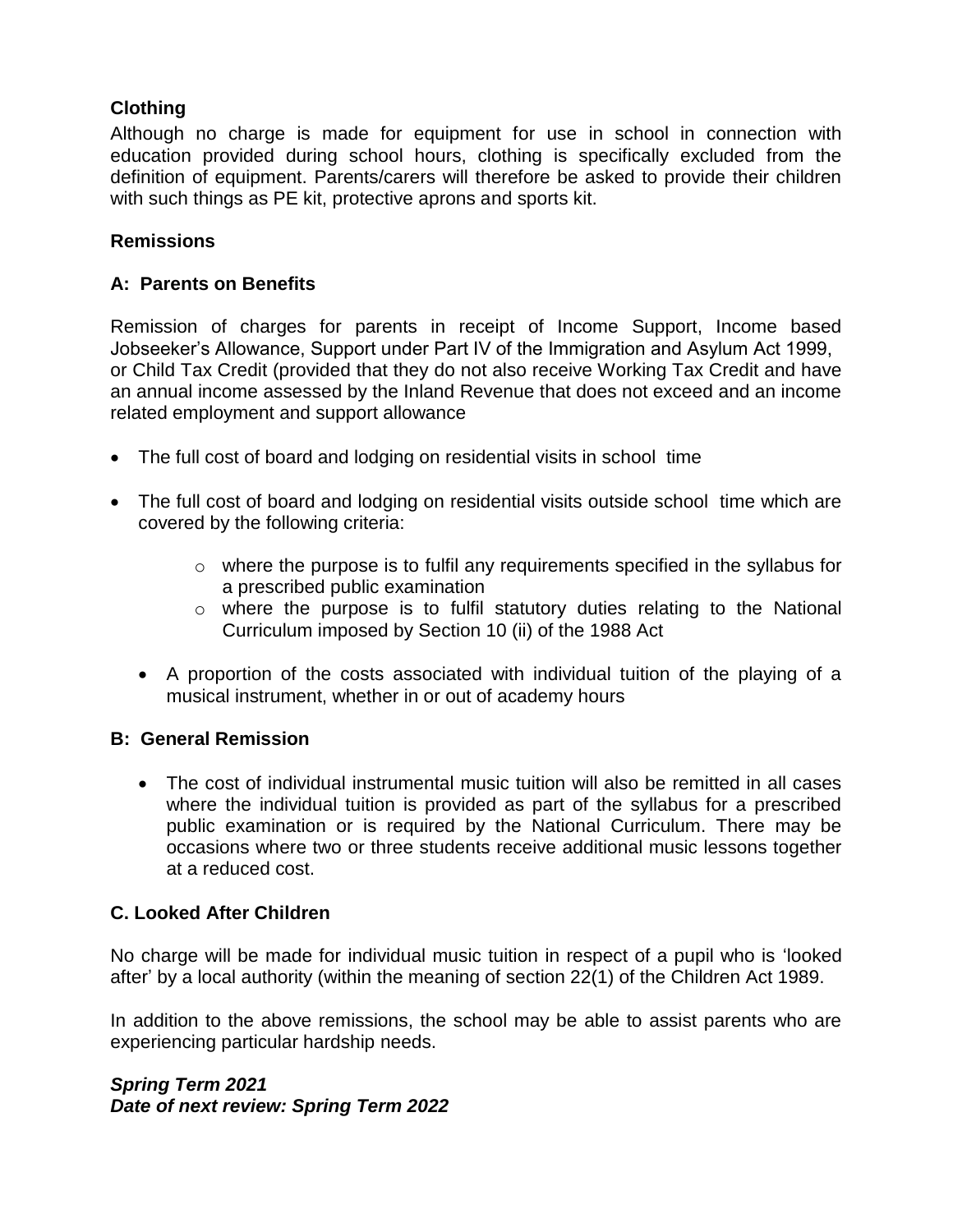## Clothing

Although no charge is made for equipment for use in school in connection with education provided during school hours, clothing is specifically excluded from the definition of equipment. Parents/carers will therefore be asked to provide their children with such things as PE kit, protective aprons and sports kit.

## Remissions

### A: Parents on Benefits

Remission of charges for parents in receipt of Income Support, Income based Jobseeker's Allowance, Support under Part IV of the Immigration and Asylum Act 1999, or Child Tax Credit (provided that they do not also receive Working Tax Credit and have an annual income assessed by the Inland Revenue that does not exceed and an income related employment and support allowance

- The full cost of board and lodging on residential visits in school time
- The full cost of board and lodging on residential visits outside school time which are covered by the following criteria:
    - where the purpose is to fulfil any requirements specified in the syllabus for a prescribed public examination
    - where the purpose is to fulfil statutory duties relating to the National Curriculum imposed by Section 10 (ii) of the 1988 Act
- A proportion of the costs associated with individual tuition of the playing of a musical instrument, whether in or out of academy hours

### B: General Remission

- The cost of individual instrumental music tuition will also be remitted in all cases where the individual tuition is provided as part of the syllabus for a prescribed public examination or is required by the National Curriculum. There may be occasions where two or three students receive additional music lessons together at a reduced cost.

### C. Looked After Children

No charge will be made for individual music tuition in respect of a pupil who is 'looked after' by a local authority (within the meaning of section 22(1) of the Children Act 1989.

In addition to the above remissions, the school may be able to assist parents who are experiencing particular hardship needs.

***Spring Term 2021***
***Date of next review: Spring Term 2022***